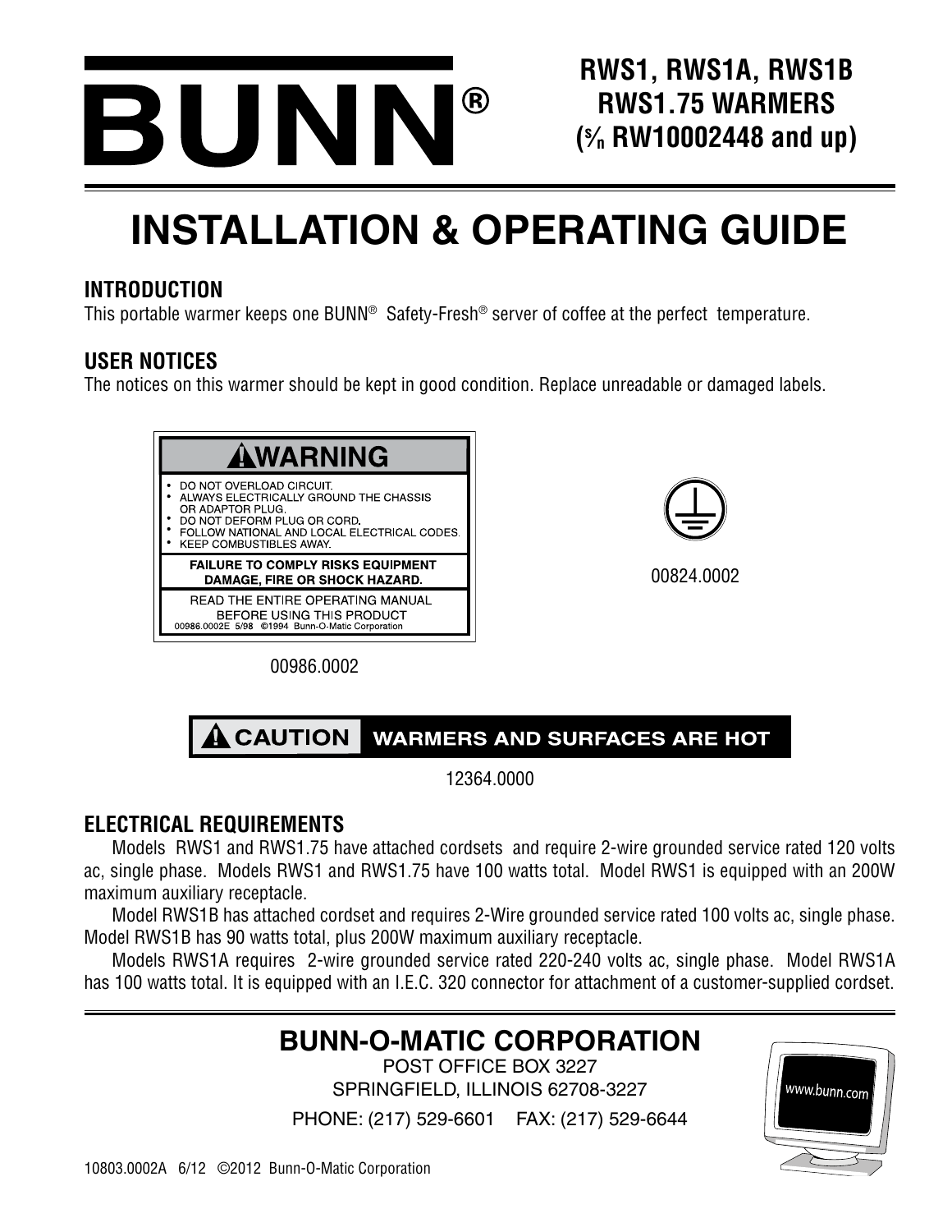# BUNN®

**RWS1, RWS1A, RWS1B**
**RWS1.75 WARMERS**
**(s/n RW10002448 and up)**

# INSTALLATION & OPERATING GUIDE

## INTRODUCTION

This portable warmer keeps one BUNN® Safety-Fresh® server of coffee at the perfect temperature.

## USER NOTICES

The notices on this warmer should be kept in good condition. Replace unreadable or damaged labels.

**⚠WARNING**

- DO NOT OVERLOAD CIRCUIT.
- ALWAYS ELECTRICALLY GROUND THE CHASSIS OR ADAPTOR PLUG.
- DO NOT DEFORM PLUG OR CORD.
- FOLLOW NATIONAL AND LOCAL ELECTRICAL CODES.
- KEEP COMBUSTIBLES AWAY.

**FAILURE TO COMPLY RISKS EQUIPMENT DAMAGE, FIRE OR SHOCK HAZARD.**

READ THE ENTIRE OPERATING MANUAL BEFORE USING THIS PRODUCT

00986.0002E 5/98 ©1994 Bunn-O-Matic Corporation

00986.0002

00824.0002

**⚠CAUTION** WARMERS AND SURFACES ARE HOT

12364.0000

## ELECTRICAL REQUIREMENTS

Models RWS1 and RWS1.75 have attached cordsets and require 2-wire grounded service rated 120 volts ac, single phase. Models RWS1 and RWS1.75 have 100 watts total. Model RWS1 is equipped with an 200W maximum auxiliary receptacle.

Model RWS1B has attached cordset and requires 2-Wire grounded service rated 100 volts ac, single phase. Model RWS1B has 90 watts total, plus 200W maximum auxiliary receptacle.

Models RWS1A requires 2-wire grounded service rated 220-240 volts ac, single phase. Model RWS1A has 100 watts total. It is equipped with an I.E.C. 320 connector for attachment of a customer-supplied cordset.

**BUNN-O-MATIC CORPORATION**
POST OFFICE BOX 3227
SPRINGFIELD, ILLINOIS 62708-3227
PHONE: (217) 529-6601 FAX: (217) 529-6644

www.bunn.com

10803.0002A 6/12 ©2012 Bunn-O-Matic Corporation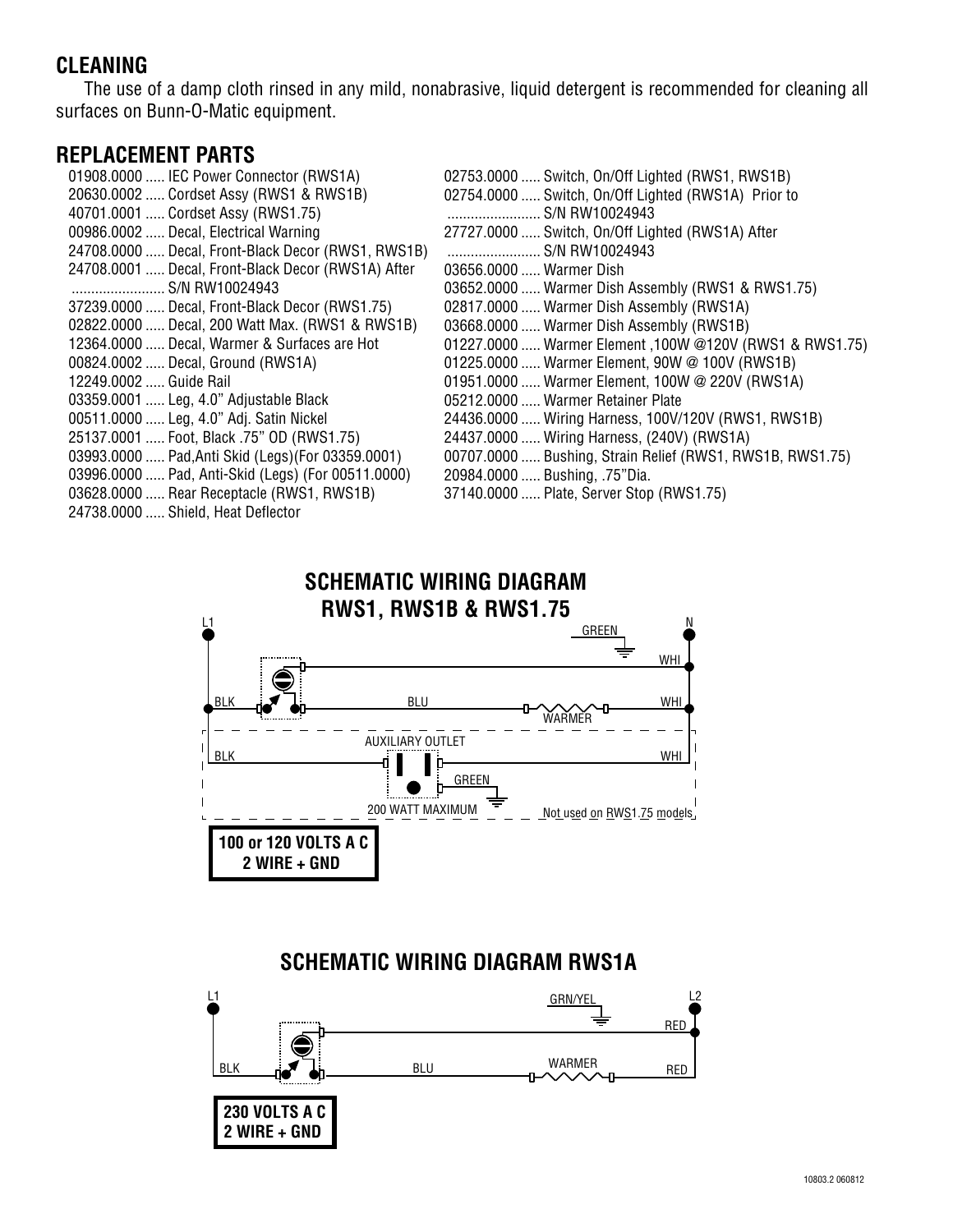## CLEANING

The use of a damp cloth rinsed in any mild, nonabrasive, liquid detergent is recommended for cleaning all surfaces on Bunn-O-Matic equipment.

## REPLACEMENT PARTS

01908.0000 ..... IEC Power Connector (RWS1A)
20630.0002 ..... Cordset Assy (RWS1 & RWS1B)
40701.0001 ..... Cordset Assy (RWS1.75)
00986.0002 ..... Decal, Electrical Warning
24708.0000 ..... Decal, Front-Black Decor (RWS1, RWS1B)
24708.0001 ..... Decal, Front-Black Decor (RWS1A) After ........................ S/N RW10024943
37239.0000 ..... Decal, Front-Black Decor (RWS1.75)
02822.0000 ..... Decal, 200 Watt Max. (RWS1 & RWS1B)
12364.0000 ..... Decal, Warmer & Surfaces are Hot
00824.0002 ..... Decal, Ground (RWS1A)
12249.0002 ..... Guide Rail
03359.0001 ..... Leg, 4.0" Adjustable Black
00511.0000 ..... Leg, 4.0" Adj. Satin Nickel
25137.0001 ..... Foot, Black .75" OD (RWS1.75)
03993.0000 ..... Pad,Anti Skid (Legs)(For 03359.0001)
03996.0000 ..... Pad, Anti-Skid (Legs) (For 00511.0000)
03628.0000 ..... Rear Receptacle (RWS1, RWS1B)
24738.0000 ..... Shield, Heat Deflector
02753.0000 ..... Switch, On/Off Lighted (RWS1, RWS1B)
02754.0000 ..... Switch, On/Off Lighted (RWS1A) Prior to ........................ S/N RW10024943
27727.0000 ..... Switch, On/Off Lighted (RWS1A) After ........................ S/N RW10024943
03656.0000 ..... Warmer Dish
03652.0000 ..... Warmer Dish Assembly (RWS1 & RWS1.75)
02817.0000 ..... Warmer Dish Assembly (RWS1A)
03668.0000 ..... Warmer Dish Assembly (RWS1B)
01227.0000 ..... Warmer Element ,100W @120V (RWS1 & RWS1.75)
01225.0000 ..... Warmer Element, 90W @ 100V (RWS1B)
01951.0000 ..... Warmer Element, 100W @ 220V (RWS1A)
05212.0000 ..... Warmer Retainer Plate
24436.0000 ..... Wiring Harness, 100V/120V (RWS1, RWS1B)
24437.0000 ..... Wiring Harness, (240V) (RWS1A)
00707.0000 ..... Bushing, Strain Relief (RWS1, RWS1B, RWS1.75)
20984.0000 ..... Bushing, .75"Dia.
37140.0000 ..... Plate, Server Stop (RWS1.75)

## SCHEMATIC WIRING DIAGRAM RWS1, RWS1B & RWS1.75

L1 N GREEN WHI BLK BLU WARMER WHI
AUXILIARY OUTLET BLK WHI GREEN 200 WATT MAXIMUM Not used on RWS1.75 models

**100 or 120 VOLTS A C**
**2 WIRE + GND**

## SCHEMATIC WIRING DIAGRAM RWS1A

L1 L2 GRN/YEL RED BLK BLU WARMER RED

**230 VOLTS A C**
**2 WIRE + GND**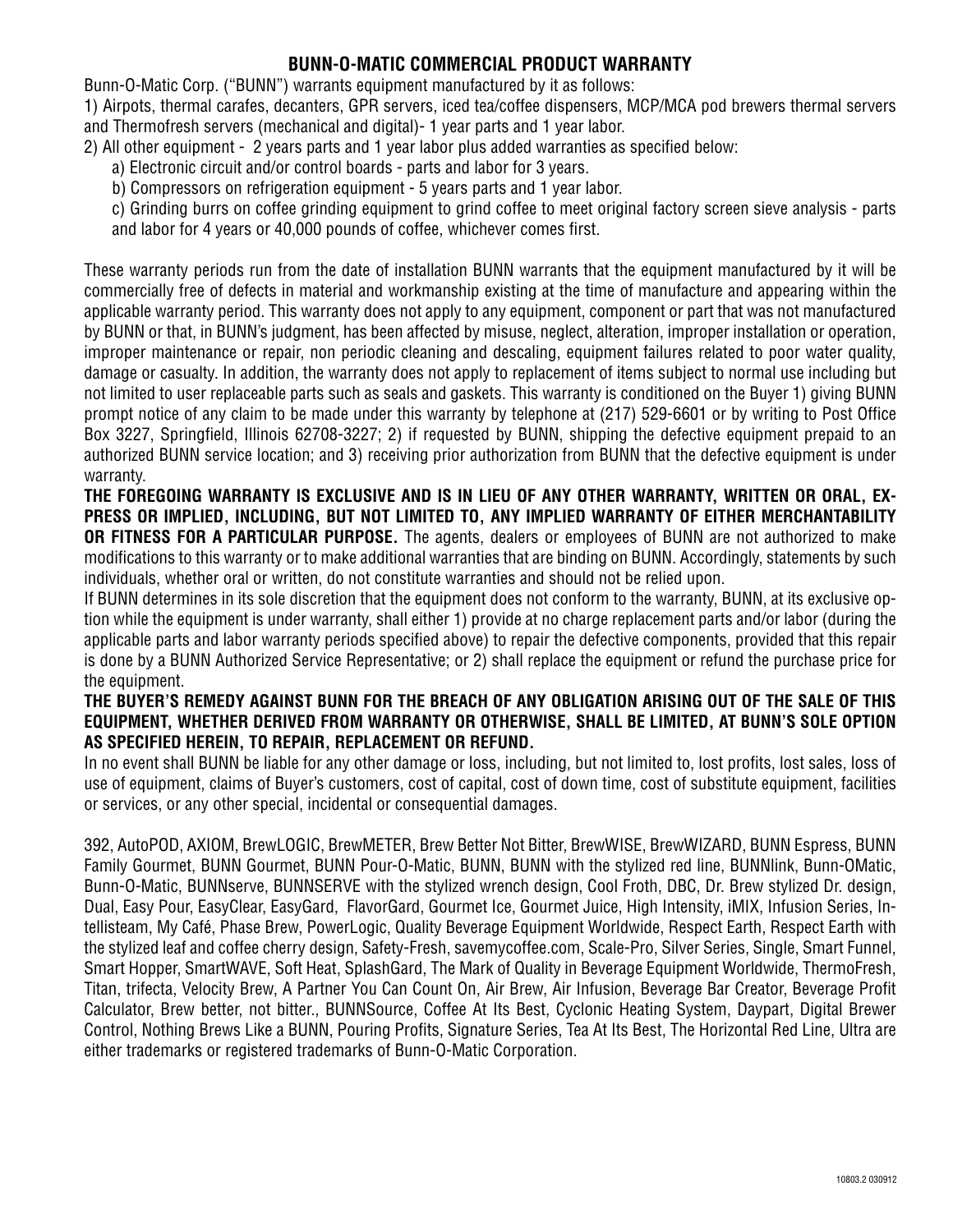# BUNN-O-MATIC COMMERCIAL PRODUCT WARRANTY

Bunn-O-Matic Corp. ("BUNN") warrants equipment manufactured by it as follows:

1) Airpots, thermal carafes, decanters, GPR servers, iced tea/coffee dispensers, MCP/MCA pod brewers thermal servers and Thermofresh servers (mechanical and digital)- 1 year parts and 1 year labor.

2) All other equipment - 2 years parts and 1 year labor plus added warranties as specified below:

a) Electronic circuit and/or control boards - parts and labor for 3 years.

b) Compressors on refrigeration equipment - 5 years parts and 1 year labor.

c) Grinding burrs on coffee grinding equipment to grind coffee to meet original factory screen sieve analysis - parts and labor for 4 years or 40,000 pounds of coffee, whichever comes first.

These warranty periods run from the date of installation BUNN warrants that the equipment manufactured by it will be commercially free of defects in material and workmanship existing at the time of manufacture and appearing within the applicable warranty period. This warranty does not apply to any equipment, component or part that was not manufactured by BUNN or that, in BUNN's judgment, has been affected by misuse, neglect, alteration, improper installation or operation, improper maintenance or repair, non periodic cleaning and descaling, equipment failures related to poor water quality, damage or casualty. In addition, the warranty does not apply to replacement of items subject to normal use including but not limited to user replaceable parts such as seals and gaskets. This warranty is conditioned on the Buyer 1) giving BUNN prompt notice of any claim to be made under this warranty by telephone at (217) 529-6601 or by writing to Post Office Box 3227, Springfield, Illinois 62708-3227; 2) if requested by BUNN, shipping the defective equipment prepaid to an authorized BUNN service location; and 3) receiving prior authorization from BUNN that the defective equipment is under warranty.

**THE FOREGOING WARRANTY IS EXCLUSIVE AND IS IN LIEU OF ANY OTHER WARRANTY, WRITTEN OR ORAL, EXPRESS OR IMPLIED, INCLUDING, BUT NOT LIMITED TO, ANY IMPLIED WARRANTY OF EITHER MERCHANTABILITY OR FITNESS FOR A PARTICULAR PURPOSE.** The agents, dealers or employees of BUNN are not authorized to make modifications to this warranty or to make additional warranties that are binding on BUNN. Accordingly, statements by such individuals, whether oral or written, do not constitute warranties and should not be relied upon.

If BUNN determines in its sole discretion that the equipment does not conform to the warranty, BUNN, at its exclusive option while the equipment is under warranty, shall either 1) provide at no charge replacement parts and/or labor (during the applicable parts and labor warranty periods specified above) to repair the defective components, provided that this repair is done by a BUNN Authorized Service Representative; or 2) shall replace the equipment or refund the purchase price for the equipment.

**THE BUYER'S REMEDY AGAINST BUNN FOR THE BREACH OF ANY OBLIGATION ARISING OUT OF THE SALE OF THIS EQUIPMENT, WHETHER DERIVED FROM WARRANTY OR OTHERWISE, SHALL BE LIMITED, AT BUNN'S SOLE OPTION AS SPECIFIED HEREIN, TO REPAIR, REPLACEMENT OR REFUND.**

In no event shall BUNN be liable for any other damage or loss, including, but not limited to, lost profits, lost sales, loss of use of equipment, claims of Buyer's customers, cost of capital, cost of down time, cost of substitute equipment, facilities or services, or any other special, incidental or consequential damages.

392, AutoPOD, AXIOM, BrewLOGIC, BrewMETER, Brew Better Not Bitter, BrewWISE, BrewWIZARD, BUNN Espress, BUNN Family Gourmet, BUNN Gourmet, BUNN Pour-O-Matic, BUNN, BUNN with the stylized red line, BUNNlink, Bunn-OMatic, Bunn-O-Matic, BUNNserve, BUNNSERVE with the stylized wrench design, Cool Froth, DBC, Dr. Brew stylized Dr. design, Dual, Easy Pour, EasyClear, EasyGard, FlavorGard, Gourmet Ice, Gourmet Juice, High Intensity, iMIX, Infusion Series, Intellisteam, My Café, Phase Brew, PowerLogic, Quality Beverage Equipment Worldwide, Respect Earth, Respect Earth with the stylized leaf and coffee cherry design, Safety-Fresh, savemycoffee.com, Scale-Pro, Silver Series, Single, Smart Funnel, Smart Hopper, SmartWAVE, Soft Heat, SplashGard, The Mark of Quality in Beverage Equipment Worldwide, ThermoFresh, Titan, trifecta, Velocity Brew, A Partner You Can Count On, Air Brew, Air Infusion, Beverage Bar Creator, Beverage Profit Calculator, Brew better, not bitter., BUNNSource, Coffee At Its Best, Cyclonic Heating System, Daypart, Digital Brewer Control, Nothing Brews Like a BUNN, Pouring Profits, Signature Series, Tea At Its Best, The Horizontal Red Line, Ultra are either trademarks or registered trademarks of Bunn-O-Matic Corporation.

10803.2 030912